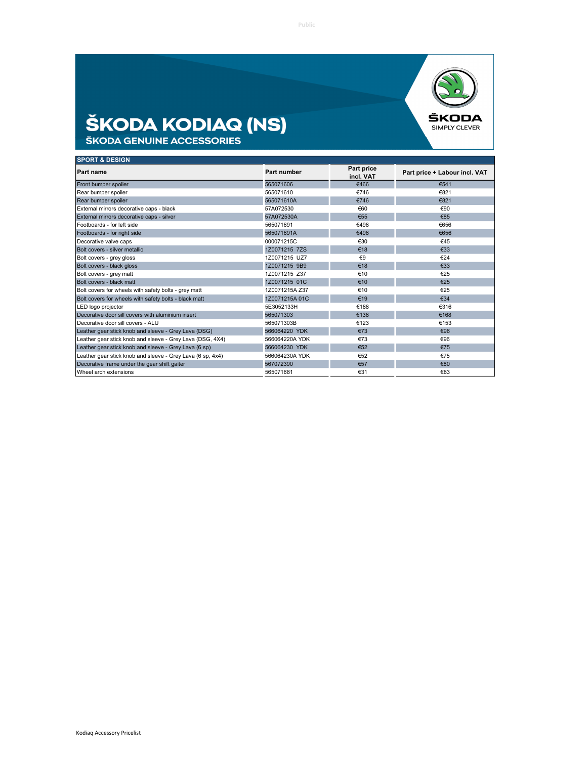# ŠKODA KODIAQ (NS)

## ŠKODA GENUINE ACCESSORIES

| SPORT & DESIGN | | | |
|---|---|---|---|
| **Part name** | **Part number** | **Part price incl. VAT** | **Part price + Labour incl. VAT** |
| Front bumper spoiler | 565071606 | €466 | €541 |
| Rear bumper spoiler | 565071610 | €746 | €821 |
| Rear bumper spoiler | 565071610A | €746 | €821 |
| External mirrors decorative caps - black | 57A072530 | €60 | €90 |
| External mirrors decorative caps - silver | 57A072530A | €55 | €85 |
| Footboards - for left side | 565071691 | €498 | €656 |
| Footboards - for right side | 565071691A | €498 | €656 |
| Decorative valve caps | 000071215C | €30 | €45 |
| Bolt covers - silver metallic | 1Z0071215 7ZS | €18 | €33 |
| Bolt covers - grey gloss | 1Z0071215 UZ7 | €9 | €24 |
| Bolt covers - black gloss | 1Z0071215 9B9 | €18 | €33 |
| Bolt covers - grey matt | 1Z0071215 Z37 | €10 | €25 |
| Bolt covers - black matt | 1Z0071215 01C | €10 | €25 |
| Bolt covers for wheels with safety bolts - grey matt | 1Z0071215A Z37 | €10 | €25 |
| Bolt covers for wheels with safety bolts - black matt | 1Z0071215A 01C | €19 | €34 |
| LED logo projector | 5E3052133H | €188 | €316 |
| Decorative door sill covers with aluminium insert | 565071303 | €138 | €168 |
| Decorative door sill covers - ALU | 565071303B | €123 | €153 |
| Leather gear stick knob and sleeve - Grey Lava (DSG) | 566064220 YDK | €73 | €96 |
| Leather gear stick knob and sleeve - Grey Lava (DSG, 4X4) | 566064220A YDK | €73 | €96 |
| Leather gear stick knob and sleeve - Grey Lava (6 sp) | 566064230 YDK | €52 | €75 |
| Leather gear stick knob and sleeve - Grey Lava (6 sp, 4x4) | 566064230A YDK | €52 | €75 |
| Decorative frame under the gear shift gaiter | 567072390 | €57 | €80 |
| Wheel arch extensions | 565071681 | €31 | €83 |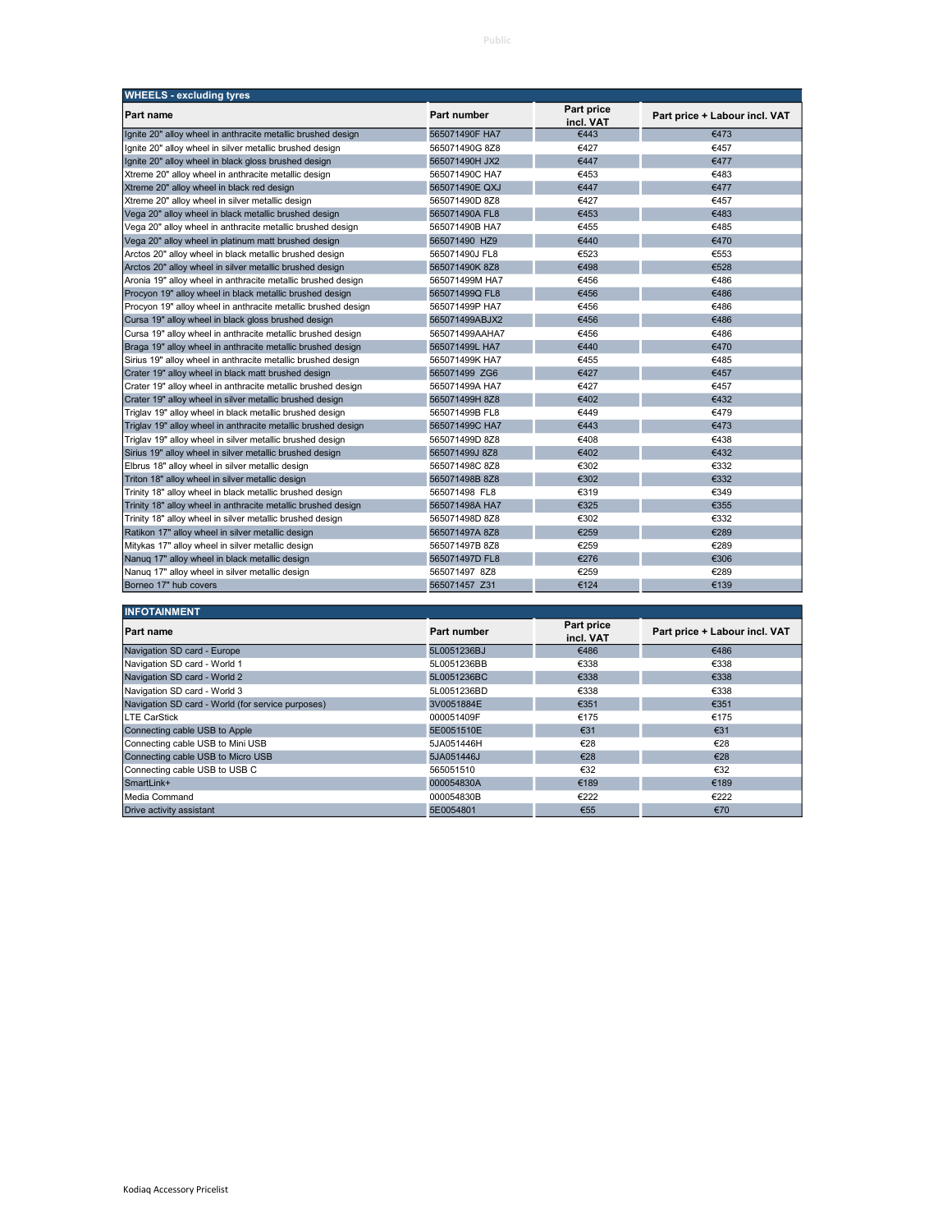## WHEELS - excluding tyres

| Part name | Part number | Part price incl. VAT | Part price + Labour incl. VAT |
|---|---|---|---|
| Ignite 20" alloy wheel in anthracite metallic brushed design | 565071490F HA7 | €443 | €473 |
| Ignite 20" alloy wheel in silver metallic brushed design | 565071490G 8Z8 | €427 | €457 |
| Ignite 20" alloy wheel in black gloss brushed design | 565071490H JX2 | €447 | €477 |
| Xtreme 20" alloy wheel in anthracite metallic design | 565071490C HA7 | €453 | €483 |
| Xtreme 20" alloy wheel in black red design | 565071490E QXJ | €447 | €477 |
| Xtreme 20" alloy wheel in silver metallic design | 565071490D 8Z8 | €427 | €457 |
| Vega 20" alloy wheel in black metallic brushed design | 565071490A FL8 | €453 | €483 |
| Vega 20" alloy wheel in anthracite metallic brushed design | 565071490B HA7 | €455 | €485 |
| Vega 20" alloy wheel in platinum matt brushed design | 565071490 HZ9 | €440 | €470 |
| Arctos 20" alloy wheel in black metallic brushed design | 565071490J FL8 | €523 | €553 |
| Arctos 20" alloy wheel in silver metallic brushed design | 565071490K 8Z8 | €498 | €528 |
| Aronia 19" alloy wheel in anthracite metallic brushed design | 565071499M HA7 | €456 | €486 |
| Procyon 19" alloy wheel in black metallic brushed design | 565071499Q FL8 | €456 | €486 |
| Procyon 19" alloy wheel in anthracite metallic brushed design | 565071499P HA7 | €456 | €486 |
| Cursa 19" alloy wheel in black gloss brushed design | 565071499ABJX2 | €456 | €486 |
| Cursa 19" alloy wheel in anthracite metallic brushed design | 565071499AAHA7 | €456 | €486 |
| Braga 19" alloy wheel in anthracite metallic brushed design | 565071499L HA7 | €440 | €470 |
| Sirius 19" alloy wheel in anthracite metallic brushed design | 565071499K HA7 | €455 | €485 |
| Crater 19" alloy wheel in black matt brushed design | 565071499 ZG6 | €427 | €457 |
| Crater 19" alloy wheel in anthracite metallic brushed design | 565071499A HA7 | €427 | €457 |
| Crater 19" alloy wheel in silver metallic brushed design | 565071499H 8Z8 | €402 | €432 |
| Triglav 19" alloy wheel in black metallic brushed design | 565071499B FL8 | €449 | €479 |
| Triglav 19" alloy wheel in anthracite metallic brushed design | 565071499C HA7 | €443 | €473 |
| Triglav 19" alloy wheel in silver metallic brushed design | 565071499D 8Z8 | €408 | €438 |
| Sirius 19" alloy wheel in silver metallic brushed design | 565071499J 8Z8 | €402 | €432 |
| Elbrus 18" alloy wheel in silver metallic design | 565071498C 8Z8 | €302 | €332 |
| Triton 18" alloy wheel in silver metallic design | 565071498B 8Z8 | €302 | €332 |
| Trinity 18" alloy wheel in black metallic brushed design | 565071498 FL8 | €319 | €349 |
| Trinity 18" alloy wheel in anthracite metallic brushed design | 565071498A HA7 | €325 | €355 |
| Trinity 18" alloy wheel in silver metallic brushed design | 565071498D 8Z8 | €302 | €332 |
| Ratikon 17" alloy wheel in silver metallic design | 565071497A 8Z8 | €259 | €289 |
| Mitykas 17" alloy wheel in silver metallic design | 565071497B 8Z8 | €259 | €289 |
| Nanuq 17" alloy wheel in black metallic design | 565071497D FL8 | €276 | €306 |
| Nanuq 17" alloy wheel in silver metallic design | 565071497 8Z8 | €259 | €289 |
| Borneo 17" hub covers | 565071457 Z31 | €124 | €139 |

## INFOTAINMENT

| Part name | Part number | Part price incl. VAT | Part price + Labour incl. VAT |
|---|---|---|---|
| Navigation SD card - Europe | 5L0051236BJ | €486 | €486 |
| Navigation SD card - World 1 | 5L0051236BB | €338 | €338 |
| Navigation SD card - World 2 | 5L0051236BC | €338 | €338 |
| Navigation SD card - World 3 | 5L0051236BD | €338 | €338 |
| Navigation SD card - World (for service purposes) | 3V0051884E | €351 | €351 |
| LTE CarStick | 000051409F | €175 | €175 |
| Connecting cable USB to Apple | 5E0051510E | €31 | €31 |
| Connecting cable USB to Mini USB | 5JA051446H | €28 | €28 |
| Connecting cable USB to Micro USB | 5JA051446J | €28 | €28 |
| Connecting cable USB to USB C | 565051510 | €32 | €32 |
| SmartLink+ | 000054830A | €189 | €189 |
| Media Command | 000054830B | €222 | €222 |
| Drive activity assistant | 5E0054801 | €55 | €70 |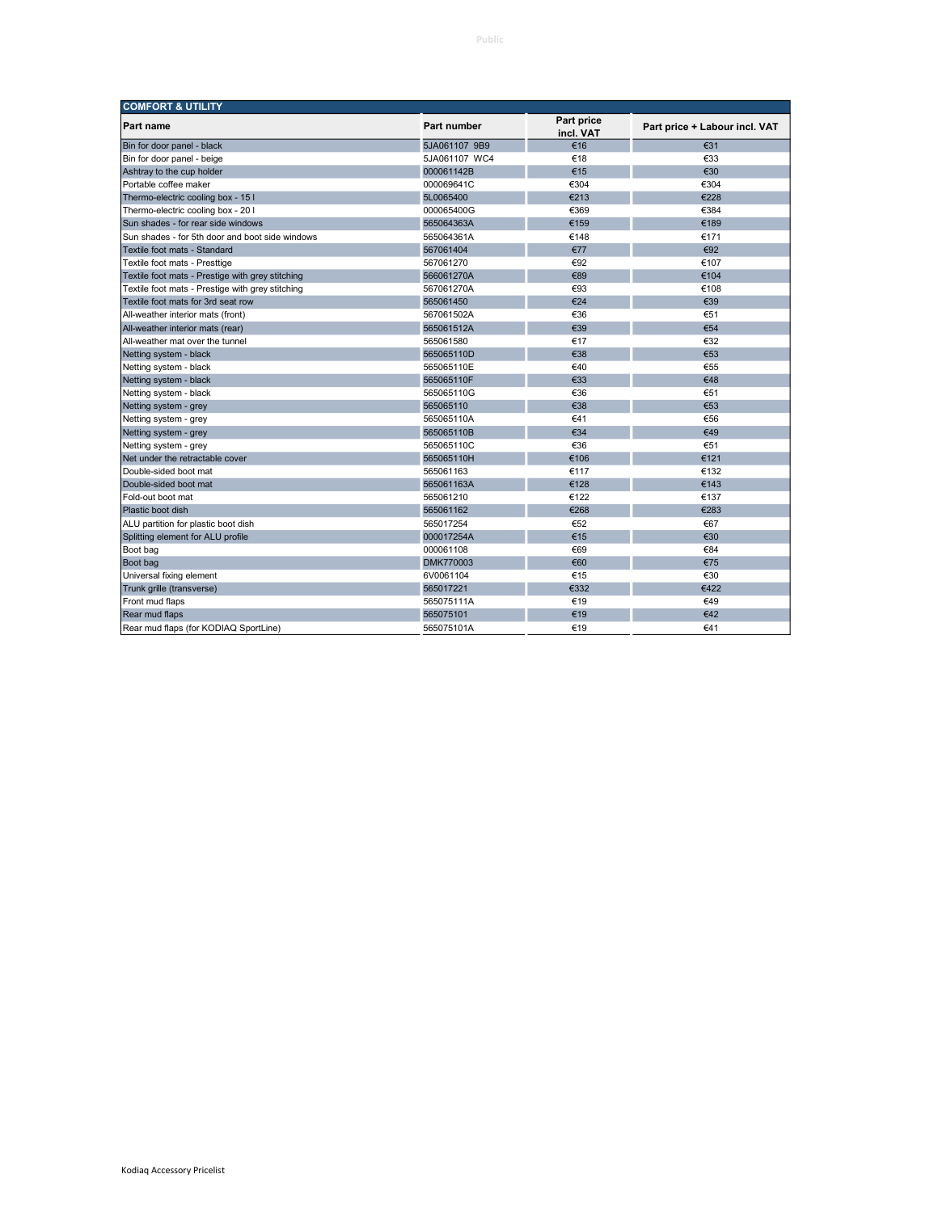| COMFORT & UTILITY | | | |
|---|---|---|---|
| **Part name** | **Part number** | **Part price incl. VAT** | **Part price + Labour incl. VAT** |
| Bin for door panel - black | 5JA061107 9B9 | €16 | €31 |
| Bin for door panel - beige | 5JA061107 WC4 | €18 | €33 |
| Ashtray to the cup holder | 000061142B | €15 | €30 |
| Portable coffee maker | 000069641C | €304 | €304 |
| Thermo-electric cooling box - 15 l | 5L0065400 | €213 | €228 |
| Thermo-electric cooling box - 20 l | 000065400G | €369 | €384 |
| Sun shades - for rear side windows | 565064363A | €159 | €189 |
| Sun shades - for 5th door and boot side windows | 565064361A | €148 | €171 |
| Textile foot mats - Standard | 567061404 | €77 | €92 |
| Textile foot mats - Presttige | 567061270 | €92 | €107 |
| Textile foot mats - Prestige with grey stitching | 566061270A | €89 | €104 |
| Textile foot mats - Prestige with grey stitching | 567061270A | €93 | €108 |
| Textile foot mats for 3rd seat row | 565061450 | €24 | €39 |
| All-weather interior mats (front) | 567061502A | €36 | €51 |
| All-weather interior mats (rear) | 565061512A | €39 | €54 |
| All-weather mat over the tunnel | 565061580 | €17 | €32 |
| Netting system - black | 565065110D | €38 | €53 |
| Netting system - black | 565065110E | €40 | €55 |
| Netting system - black | 565065110F | €33 | €48 |
| Netting system - black | 565065110G | €36 | €51 |
| Netting system - grey | 565065110 | €38 | €53 |
| Netting system - grey | 565065110A | €41 | €56 |
| Netting system - grey | 565065110B | €34 | €49 |
| Netting system - grey | 565065110C | €36 | €51 |
| Net under the retractable cover | 565065110H | €106 | €121 |
| Double-sided boot mat | 565061163 | €117 | €132 |
| Double-sided boot mat | 565061163A | €128 | €143 |
| Fold-out boot mat | 565061210 | €122 | €137 |
| Plastic boot dish | 565061162 | €268 | €283 |
| ALU partition for plastic boot dish | 565017254 | €52 | €67 |
| Splitting element for ALU profile | 000017254A | €15 | €30 |
| Boot bag | 000061108 | €69 | €84 |
| Boot bag | DMK770003 | €60 | €75 |
| Universal fixing element | 6V0061104 | €15 | €30 |
| Trunk grille (transverse) | 565017221 | €332 | €422 |
| Front mud flaps | 565075111A | €19 | €49 |
| Rear mud flaps | 565075101 | €19 | €42 |
| Rear mud flaps (for KODIAQ SportLine) | 565075101A | €19 | €41 |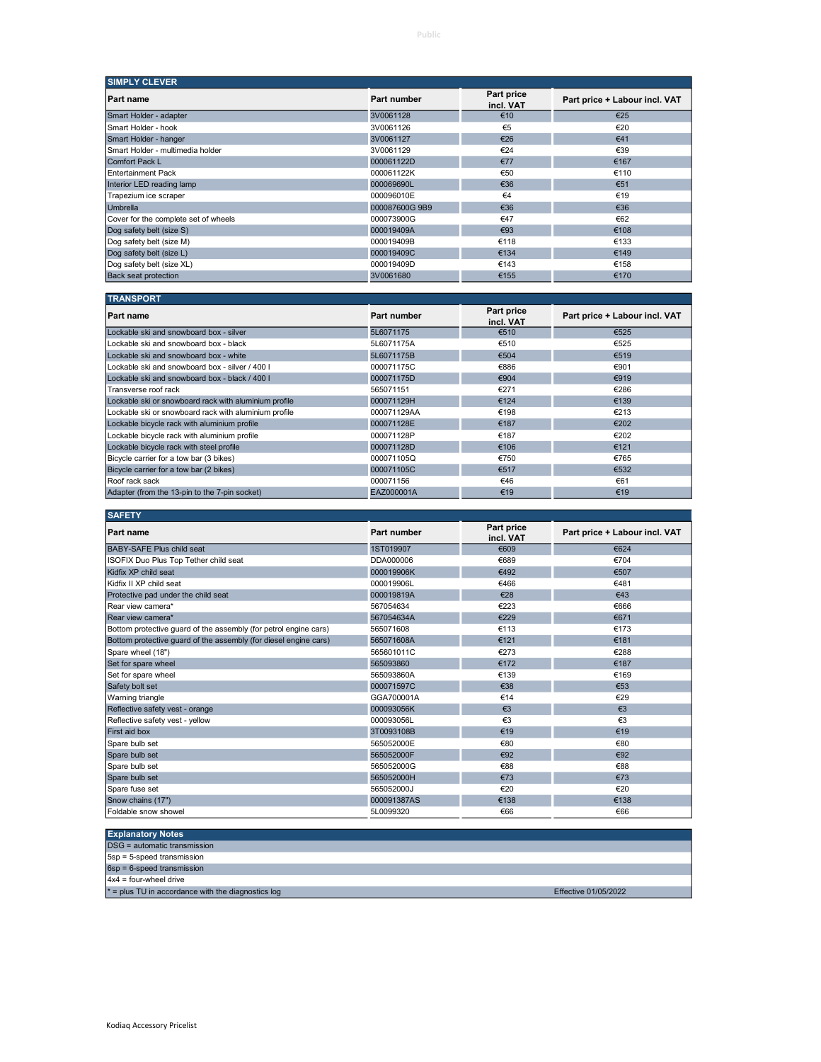## SIMPLY CLEVER

| Part name | Part number | Part price incl. VAT | Part price + Labour incl. VAT |
|---|---|---|---|
| Smart Holder - adapter | 3V0061128 | €10 | €25 |
| Smart Holder - hook | 3V0061126 | €5 | €20 |
| Smart Holder - hanger | 3V0061127 | €26 | €41 |
| Smart Holder - multimedia holder | 3V0061129 | €24 | €39 |
| Comfort Pack L | 000061122D | €77 | €167 |
| Entertainment Pack | 000061122K | €50 | €110 |
| Interior LED reading lamp | 000069690L | €36 | €51 |
| Trapezium ice scraper | 000096010E | €4 | €19 |
| Umbrella | 000087600G 9B9 | €36 | €36 |
| Cover for the complete set of wheels | 000073900G | €47 | €62 |
| Dog safety belt (size S) | 000019409A | €93 | €108 |
| Dog safety belt (size M) | 000019409B | €118 | €133 |
| Dog safety belt (size L) | 000019409C | €134 | €149 |
| Dog safety belt (size XL) | 000019409D | €143 | €158 |
| Back seat protection | 3V0061680 | €155 | €170 |

## TRANSPORT

| Part name | Part number | Part price incl. VAT | Part price + Labour incl. VAT |
|---|---|---|---|
| Lockable ski and snowboard box - silver | 5L6071175 | €510 | €525 |
| Lockable ski and snowboard box - black | 5L6071175A | €510 | €525 |
| Lockable ski and snowboard box - white | 5L6071175B | €504 | €519 |
| Lockable ski and snowboard box - silver / 400 l | 000071175C | €886 | €901 |
| Lockable ski and snowboard box - black / 400 l | 000071175D | €904 | €919 |
| Transverse roof rack | 565071151 | €271 | €286 |
| Lockable ski or snowboard rack with aluminium profile | 000071129H | €124 | €139 |
| Lockable ski or snowboard rack with aluminium profile | 000071129AA | €198 | €213 |
| Lockable bicycle rack with aluminium profile | 000071128E | €187 | €202 |
| Lockable bicycle rack with aluminium profile | 000071128P | €187 | €202 |
| Lockable bicycle rack with steel profile | 000071128D | €106 | €121 |
| Bicycle carrier for a tow bar (3 bikes) | 000071105Q | €750 | €765 |
| Bicycle carrier for a tow bar (2 bikes) | 000071105C | €517 | €532 |
| Roof rack sack | 000071156 | €46 | €61 |
| Adapter (from the 13-pin to the 7-pin socket) | EAZ000001A | €19 | €19 |

## SAFETY

| Part name | Part number | Part price incl. VAT | Part price + Labour incl. VAT |
|---|---|---|---|
| BABY-SAFE Plus child seat | 1ST019907 | €609 | €624 |
| ISOFIX Duo Plus Top Tether child seat | DDA000006 | €689 | €704 |
| Kidfix XP child seat | 000019906K | €492 | €507 |
| Kidfix II XP child seat | 000019906L | €466 | €481 |
| Protective pad under the child seat | 000019819A | €28 | €43 |
| Rear view camera* | 567054634 | €223 | €666 |
| Rear view camera* | 567054634A | €229 | €671 |
| Bottom protective guard of the assembly (for petrol engine cars) | 565071608 | €113 | €173 |
| Bottom protective guard of the assembly (for diesel engine cars) | 565071608A | €121 | €181 |
| Spare wheel (18") | 565601011C | €273 | €288 |
| Set for spare wheel | 565093860 | €172 | €187 |
| Set for spare wheel | 565093860A | €139 | €169 |
| Safety bolt set | 000071597C | €38 | €53 |
| Warning triangle | GGA700001A | €14 | €29 |
| Reflective safety vest - orange | 000093056K | €3 | €3 |
| Reflective safety vest - yellow | 000093056L | €3 | €3 |
| First aid box | 3T0093108B | €19 | €19 |
| Spare bulb set | 565052000E | €80 | €80 |
| Spare bulb set | 565052000F | €92 | €92 |
| Spare bulb set | 565052000G | €88 | €88 |
| Spare bulb set | 565052000H | €73 | €73 |
| Spare fuse set | 565052000J | €20 | €20 |
| Snow chains (17") | 000091387AS | €138 | €138 |
| Foldable snow showel | 5L0099320 | €66 | €66 |

## Explanatory Notes

DSG = automatic transmission
5sp = 5-speed transmission
6sp = 6-speed transmission
4x4 = four-wheel drive
* = plus TU in accordance with the diagnostics log

Effective 01/05/2022